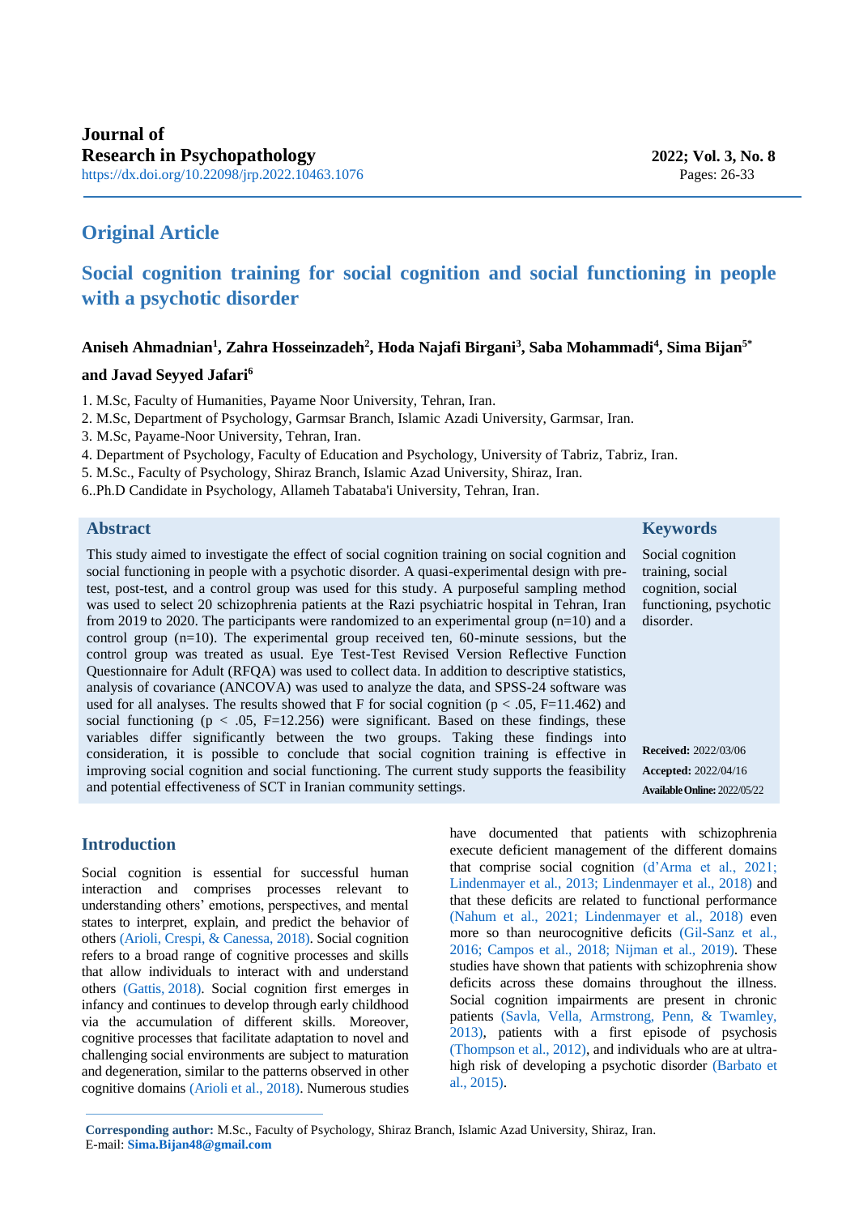Journal of Research in Psychopathology

https://dx.doi.org/10.22098/jrp.2022.10463.1076

## Original Article

# Social cognition training for social cognition and social functioning in people with a psychotic disorder

**Aniseh Ahmadnian[1], Zahra Hosseinzadeh[2], Hoda Najafi Birgani[3], Saba Mohammadi[4], Sima Bijan[5*] and Javad Seyyed Jafari[6]**

1. M.Sc, Faculty of Humanities, Payame Noor University, Tehran, Iran.
2. M.Sc, Department of Psychology, Garmsar Branch, Islamic Azadi University, Garmsar, Iran.
3. M.Sc, Payame-Noor University, Tehran, Iran.
4. Department of Psychology, Faculty of Education and Psychology, University of Tabriz, Tabriz, Iran.
5. M.Sc., Faculty of Psychology, Shiraz Branch, Islamic Azad University, Shiraz, Iran.
6. Ph.D Candidate in Psychology, Allameh Tabataba'i University, Tehran, Iran.

## Abstract

This study aimed to investigate the effect of social cognition training on social cognition and social functioning in people with a psychotic disorder. A quasi-experimental design with pre-test, post-test, and a control group was used for this study. A purposeful sampling method was used to select 20 schizophrenia patients at the Razi psychiatric hospital in Tehran, Iran from 2019 to 2020. The participants were randomized to an experimental group (n=10) and a control group (n=10). The experimental group received ten, 60-minute sessions, but the control group was treated as usual. Eye Test-Test Revised Version Reflective Function Questionnaire for Adult (RFQA) was used to collect data. In addition to descriptive statistics, analysis of covariance (ANCOVA) was used to analyze the data, and SPSS-24 software was used for all analyses. The results showed that F for social cognition ($p < .05$, $F=11.462$) and social functioning ($p < .05$, $F=12.256$) were significant. Based on these findings, these variables differ significantly between the two groups. Taking these findings into consideration, it is possible to conclude that social cognition training is effective in improving social cognition and social functioning. The current study supports the feasibility and potential effectiveness of SCT in Iranian community settings.

## Keywords

Social cognition training, social cognition, social functioning, psychotic disorder.

**Received:** 2022/03/06

**Accepted:** 2022/04/16

**Available Online:** 2022/05/22

## Introduction

Social cognition is essential for successful human interaction and comprises processes relevant to understanding others' emotions, perspectives, and mental states to interpret, explain, and predict the behavior of others (Arioli, Crespi, & Canessa, 2018). Social cognition refers to a broad range of cognitive processes and skills that allow individuals to interact with and understand others (Gattis, 2018). Social cognition first emerges in infancy and continues to develop through early childhood via the accumulation of different skills. Moreover, cognitive processes that facilitate adaptation to novel and challenging social environments are subject to maturation and degeneration, similar to the patterns observed in other cognitive domains (Arioli et al., 2018). Numerous studies have documented that patients with schizophrenia execute deficient management of the different domains that comprise social cognition (d'Arma et al., 2021; Lindenmayer et al., 2013; Lindenmayer et al., 2018) and that these deficits are related to functional performance (Nahum et al., 2021; Lindenmayer et al., 2018) even more so than neurocognitive deficits (Gil-Sanz et al., 2016; Campos et al., 2018; Nijman et al., 2019). These studies have shown that patients with schizophrenia show deficits across these domains throughout the illness. Social cognition impairments are present in chronic patients (Savla, Vella, Armstrong, Penn, & Twamley, 2013), patients with a first episode of psychosis (Thompson et al., 2012), and individuals who are at ultra-high risk of developing a psychotic disorder (Barbato et al., 2015).

---

**Corresponding author:** M.Sc., Faculty of Psychology, Shiraz Branch, Islamic Azad University, Shiraz, Iran.
E-mail: **Sima.Bijan48@gmail.com**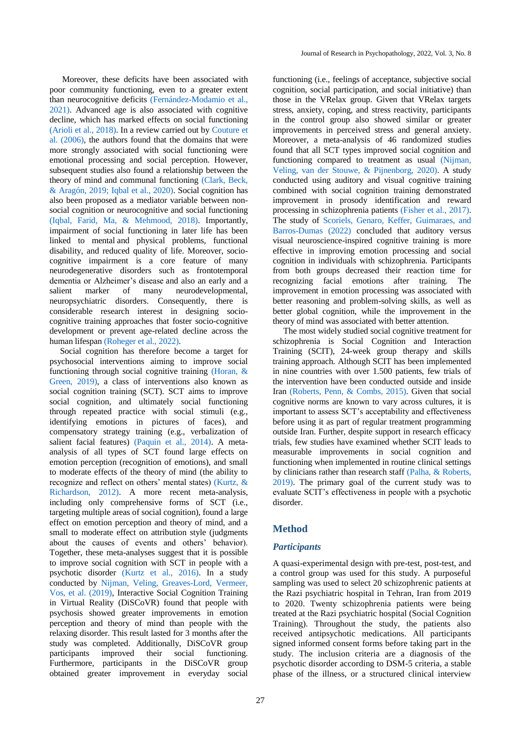Moreover, these deficits have been associated with poor community functioning, even to a greater extent than neurocognitive deficits (Fernández-Modamio et al., 2021). Advanced age is also associated with cognitive decline, which has marked effects on social functioning (Arioli et al., 2018). In a review carried out by Couture et al. (2006), the authors found that the domains that were more strongly associated with social functioning were emotional processing and social perception. However, subsequent studies also found a relationship between the theory of mind and communal functioning (Clark, Beck, & Aragón, 2019; Iqbal et al., 2020). Social cognition has also been proposed as a mediator variable between non-social cognition or neurocognitive and social functioning (Iqbal, Farid, Ma, & Mehmood, 2018). Importantly, impairment of social functioning in later life has been linked to mental and physical problems, functional disability, and reduced quality of life. Moreover, socio-cognitive impairment is a core feature of many neurodegenerative disorders such as frontotemporal dementia or Alzheimer's disease and also an early and a salient marker of many neurodevelopmental, neuropsychiatric disorders. Consequently, there is considerable research interest in designing socio-cognitive training approaches that foster socio-cognitive development or prevent age-related decline across the human lifespan (Roheger et al., 2022).

Social cognition has therefore become a target for psychosocial interventions aiming to improve social functioning through social cognitive training (Horan, & Green, 2019), a class of interventions also known as social cognition training (SCT). SCT aims to improve social cognition, and ultimately social functioning through repeated practice with social stimuli (e.g., identifying emotions in pictures of faces), and compensatory strategy training (e.g., verbalization of salient facial features) (Paquin et al., 2014). A meta-analysis of all types of SCT found large effects on emotion perception (recognition of emotions), and small to moderate effects of the theory of mind (the ability to recognize and reflect on others' mental states) (Kurtz, & Richardson, 2012). A more recent meta-analysis, including only comprehensive forms of SCT (i.e., targeting multiple areas of social cognition), found a large effect on emotion perception and theory of mind, and a small to moderate effect on attribution style (judgments about the causes of events and others' behavior). Together, these meta-analyses suggest that it is possible to improve social cognition with SCT in people with a psychotic disorder (Kurtz et al., 2016). In a study conducted by Nijman, Veling, Greaves-Lord, Vermeer, Vos, et al. (2019), Interactive Social Cognition Training in Virtual Reality (DiSCoVR) found that people with psychosis showed greater improvements in emotion perception and theory of mind than people with the relaxing disorder. This result lasted for 3 months after the study was completed. Additionally, DiSCoVR group participants improved their social functioning. Furthermore, participants in the DiSCoVR group obtained greater improvement in everyday social functioning (i.e., feelings of acceptance, subjective social cognition, social participation, and social initiative) than those in the VRelax group. Given that VRelax targets stress, anxiety, coping, and stress reactivity, participants in the control group also showed similar or greater improvements in perceived stress and general anxiety. Moreover, a meta-analysis of 46 randomized studies found that all SCT types improved social cognition and functioning compared to treatment as usual (Nijman, Veling, van der Stouwe, & Pijnenborg, 2020). A study conducted using auditory and visual cognitive training combined with social cognition training demonstrated improvement in prosody identification and reward processing in schizophrenia patients (Fisher et al., 2017). The study of Scoriels, Genaro, Keffer, Guimaraes, and Barros-Dumas (2022) concluded that auditory versus visual neuroscience-inspired cognitive training is more effective in improving emotion processing and social cognition in individuals with schizophrenia. Participants from both groups decreased their reaction time for recognizing facial emotions after training. The improvement in emotion processing was associated with better reasoning and problem-solving skills, as well as better global cognition, while the improvement in the theory of mind was associated with better attention.

The most widely studied social cognitive treatment for schizophrenia is Social Cognition and Interaction Training (SCIT), 24-week group therapy and skills training approach. Although SCIT has been implemented in nine countries with over 1.500 patients, few trials of the intervention have been conducted outside and inside Iran (Roberts, Penn, & Combs, 2015). Given that social cognitive norms are known to vary across cultures, it is important to assess SCT's acceptability and effectiveness before using it as part of regular treatment programming outside Iran. Further, despite support in research efficacy trials, few studies have examined whether SCIT leads to measurable improvements in social cognition and functioning when implemented in routine clinical settings by clinicians rather than research staff (Palha, & Roberts, 2019). The primary goal of the current study was to evaluate SCIT's effectiveness in people with a psychotic disorder.

## Method

### *Participants*

A quasi-experimental design with pre-test, post-test, and a control group was used for this study. A purposeful sampling was used to select 20 schizophrenic patients at the Razi psychiatric hospital in Tehran, Iran from 2019 to 2020. Twenty schizophrenia patients were being treated at the Razi psychiatric hospital (Social Cognition Training). Throughout the study, the patients also received antipsychotic medications. All participants signed informed consent forms before taking part in the study. The inclusion criteria are a diagnosis of the psychotic disorder according to DSM-5 criteria, a stable phase of the illness, or a structured clinical interview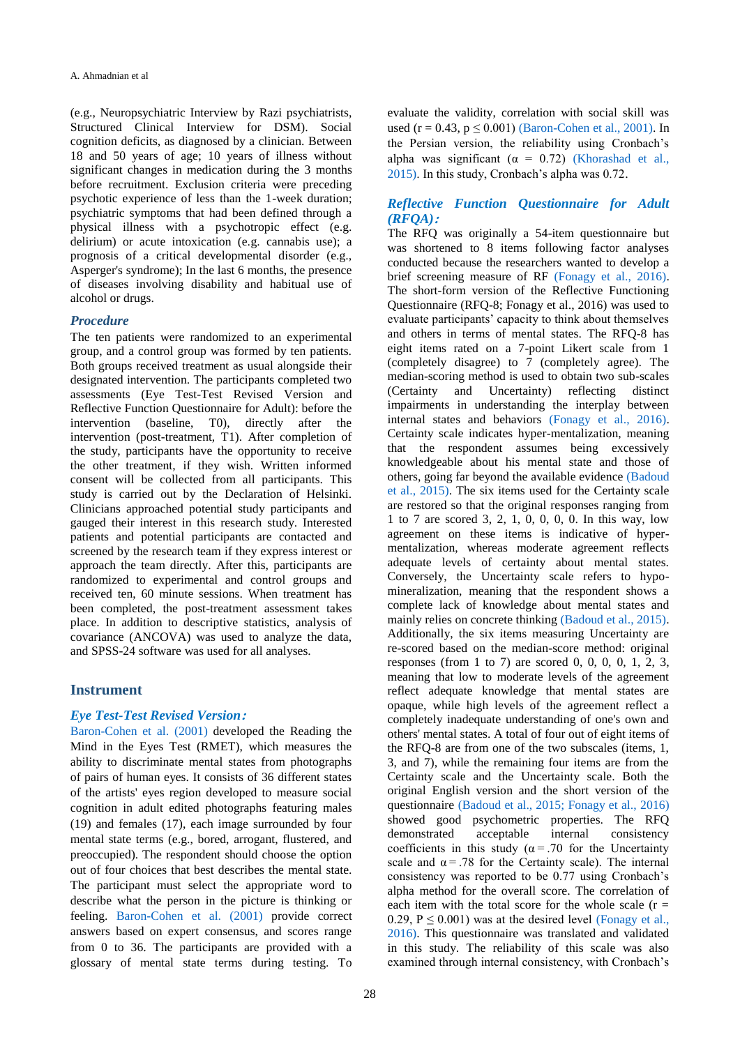(e.g., Neuropsychiatric Interview by Razi psychiatrists, Structured Clinical Interview for DSM). Social cognition deficits, as diagnosed by a clinician. Between 18 and 50 years of age; 10 years of illness without significant changes in medication during the 3 months before recruitment. Exclusion criteria were preceding psychotic experience of less than the 1-week duration; psychiatric symptoms that had been defined through a physical illness with a psychotropic effect (e.g. delirium) or acute intoxication (e.g. cannabis use); a prognosis of a critical developmental disorder (e.g., Asperger's syndrome); In the last 6 months, the presence of diseases involving disability and habitual use of alcohol or drugs.

### *Procedure*

The ten patients were randomized to an experimental group, and a control group was formed by ten patients. Both groups received treatment as usual alongside their designated intervention. The participants completed two assessments (Eye Test-Test Revised Version and Reflective Function Questionnaire for Adult): before the intervention (baseline, T0), directly after the intervention (post-treatment, T1). After completion of the study, participants have the opportunity to receive the other treatment, if they wish. Written informed consent will be collected from all participants. This study is carried out by the Declaration of Helsinki. Clinicians approached potential study participants and gauged their interest in this research study. Interested patients and potential participants are contacted and screened by the research team if they express interest or approach the team directly. After this, participants are randomized to experimental and control groups and received ten, 60 minute sessions. When treatment has been completed, the post-treatment assessment takes place. In addition to descriptive statistics, analysis of covariance (ANCOVA) was used to analyze the data, and SPSS-24 software was used for all analyses.

## Instrument

### *Eye Test-Test Revised Version:*

Baron-Cohen et al. (2001) developed the Reading the Mind in the Eyes Test (RMET), which measures the ability to discriminate mental states from photographs of pairs of human eyes. It consists of 36 different states of the artists' eyes region developed to measure social cognition in adult edited photographs featuring males (19) and females (17), each image surrounded by four mental state terms (e.g., bored, arrogant, flustered, and preoccupied). The respondent should choose the option out of four choices that best describes the mental state. The participant must select the appropriate word to describe what the person in the picture is thinking or feeling. Baron-Cohen et al. (2001) provide correct answers based on expert consensus, and scores range from 0 to 36. The participants are provided with a glossary of mental state terms during testing. To evaluate the validity, correlation with social skill was used ($r = 0.43$, $p \leq 0.001$) (Baron-Cohen et al., 2001). In the Persian version, the reliability using Cronbach's alpha was significant ($\alpha = 0.72$) (Khorashad et al., 2015). In this study, Cronbach's alpha was 0.72.

### *Reflective Function Questionnaire for Adult (RFQA):*

The RFQ was originally a 54-item questionnaire but was shortened to 8 items following factor analyses conducted because the researchers wanted to develop a brief screening measure of RF (Fonagy et al., 2016). The short-form version of the Reflective Functioning Questionnaire (RFQ-8; Fonagy et al., 2016) was used to evaluate participants' capacity to think about themselves and others in terms of mental states. The RFQ-8 has eight items rated on a 7-point Likert scale from 1 (completely disagree) to 7 (completely agree). The median-scoring method is used to obtain two sub-scales (Certainty and Uncertainty) reflecting distinct impairments in understanding the interplay between internal states and behaviors (Fonagy et al., 2016). Certainty scale indicates hyper-mentalization, meaning that the respondent assumes being excessively knowledgeable about his mental state and those of others, going far beyond the available evidence (Badoud et al., 2015). The six items used for the Certainty scale are restored so that the original responses ranging from 1 to 7 are scored 3, 2, 1, 0, 0, 0, 0. In this way, low agreement on these items is indicative of hyper-mentalization, whereas moderate agreement reflects adequate levels of certainty about mental states. Conversely, the Uncertainty scale refers to hypo-mineralization, meaning that the respondent shows a complete lack of knowledge about mental states and mainly relies on concrete thinking (Badoud et al., 2015). Additionally, the six items measuring Uncertainty are re-scored based on the median-score method: original responses (from 1 to 7) are scored 0, 0, 0, 0, 1, 2, 3, meaning that low to moderate levels of the agreement reflect adequate knowledge that mental states are opaque, while high levels of the agreement reflect a completely inadequate understanding of one's own and others' mental states. A total of four out of eight items of the RFQ-8 are from one of the two subscales (items, 1, 3, and 7), while the remaining four items are from the Certainty scale and the Uncertainty scale. Both the original English version and the short version of the questionnaire (Badoud et al., 2015; Fonagy et al., 2016) showed good psychometric properties. The RFQ demonstrated acceptable internal consistency coefficients in this study ($\alpha = .70$ for the Uncertainty scale and $\alpha = .78$ for the Certainty scale). The internal consistency was reported to be 0.77 using Cronbach's alpha method for the overall score. The correlation of each item with the total score for the whole scale ($r = 0.29$, $P \leq 0.001$) was at the desired level (Fonagy et al., 2016). This questionnaire was translated and validated in this study. The reliability of this scale was also examined through internal consistency, with Cronbach's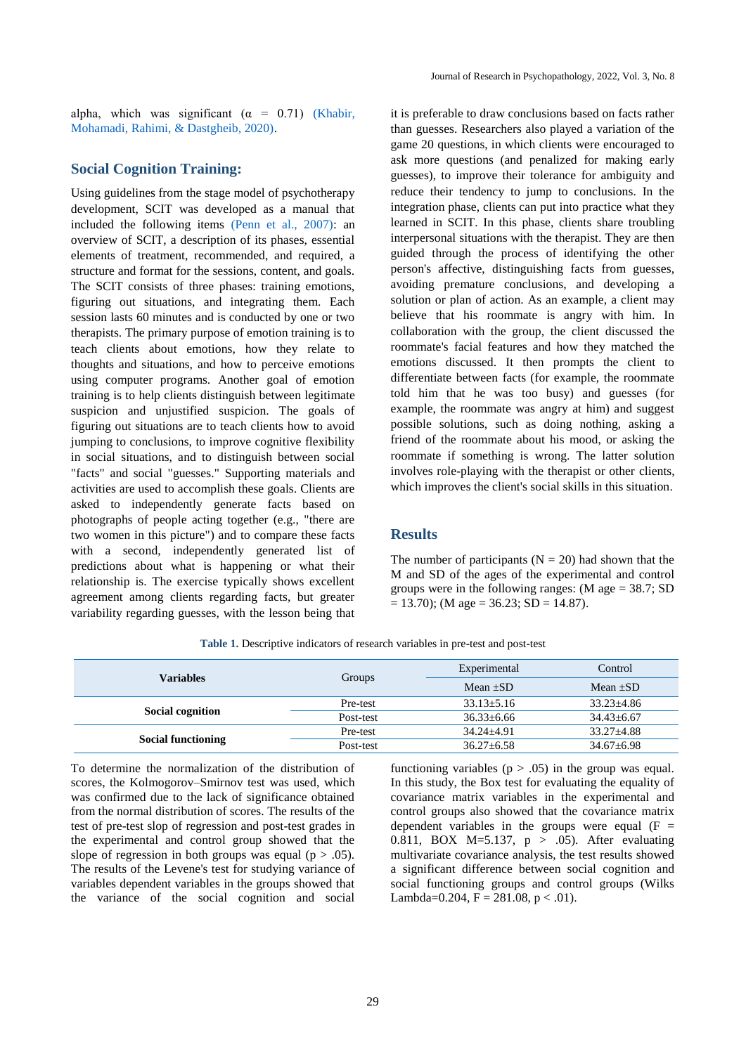alpha, which was significant ($\alpha = 0.71$) (Khabir, Mohamadi, Rahimi, & Dastgheib, 2020).

## Social Cognition Training:

Using guidelines from the stage model of psychotherapy development, SCIT was developed as a manual that included the following items (Penn et al., 2007): an overview of SCIT, a description of its phases, essential elements of treatment, recommended, and required, a structure and format for the sessions, content, and goals. The SCIT consists of three phases: training emotions, figuring out situations, and integrating them. Each session lasts 60 minutes and is conducted by one or two therapists. The primary purpose of emotion training is to teach clients about emotions, how they relate to thoughts and situations, and how to perceive emotions using computer programs. Another goal of emotion training is to help clients distinguish between legitimate suspicion and unjustified suspicion. The goals of figuring out situations are to teach clients how to avoid jumping to conclusions, to improve cognitive flexibility in social situations, and to distinguish between social "facts" and social "guesses." Supporting materials and activities are used to accomplish these goals. Clients are asked to independently generate facts based on photographs of people acting together (e.g., "there are two women in this picture") and to compare these facts with a second, independently generated list of predictions about what is happening or what their relationship is. The exercise typically shows excellent agreement among clients regarding facts, but greater variability regarding guesses, with the lesson being that it is preferable to draw conclusions based on facts rather than guesses. Researchers also played a variation of the game 20 questions, in which clients were encouraged to ask more questions (and penalized for making early guesses), to improve their tolerance for ambiguity and reduce their tendency to jump to conclusions. In the integration phase, clients can put into practice what they learned in SCIT. In this phase, clients share troubling interpersonal situations with the therapist. They are then guided through the process of identifying the other person's affective, distinguishing facts from guesses, avoiding premature conclusions, and developing a solution or plan of action. As an example, a client may believe that his roommate is angry with him. In collaboration with the group, the client discussed the roommate's facial features and how they matched the emotions discussed. It then prompts the client to differentiate between facts (for example, the roommate told him that he was too busy) and guesses (for example, the roommate was angry at him) and suggest possible solutions, such as doing nothing, asking a friend of the roommate about his mood, or asking the roommate if something is wrong. The latter solution involves role-playing with the therapist or other clients, which improves the client's social skills in this situation.

## Results

The number of participants ($N = 20$) had shown that the M and SD of the ages of the experimental and control groups were in the following ranges: (M age = 38.7; SD = 13.70); (M age = 36.23; SD = 14.87).

**Table 1.** Descriptive indicators of research variables in pre-test and post-test

| Variables | Groups | Experimental | Control |
|---|---|---|---|
| | | Mean ±SD | Mean ±SD |
| **Social cognition** | Pre-test | 33.13±5.16 | 33.23±4.86 |
| | Post-test | 36.33±6.66 | 34.43±6.67 |
| **Social functioning** | Pre-test | 34.24±4.91 | 33.27±4.88 |
| | Post-test | 36.27±6.58 | 34.67±6.98 |

To determine the normalization of the distribution of scores, the Kolmogorov–Smirnov test was used, which was confirmed due to the lack of significance obtained from the normal distribution of scores. The results of the test of pre-test slop of regression and post-test grades in the experimental and control group showed that the slope of regression in both groups was equal ($p > .05$). The results of the Levene's test for studying variance of variables dependent variables in the groups showed that the variance of the social cognition and social functioning variables ($p > .05$) in the group was equal. In this study, the Box test for evaluating the equality of covariance matrix variables in the experimental and control groups also showed that the covariance matrix dependent variables in the groups were equal ($F = 0.811$, BOX $M=5.137$, $p > .05$). After evaluating multivariate covariance analysis, the test results showed a significant difference between social cognition and social functioning groups and control groups (Wilks Lambda=0.204, $F = 281.08$, $p < .01$).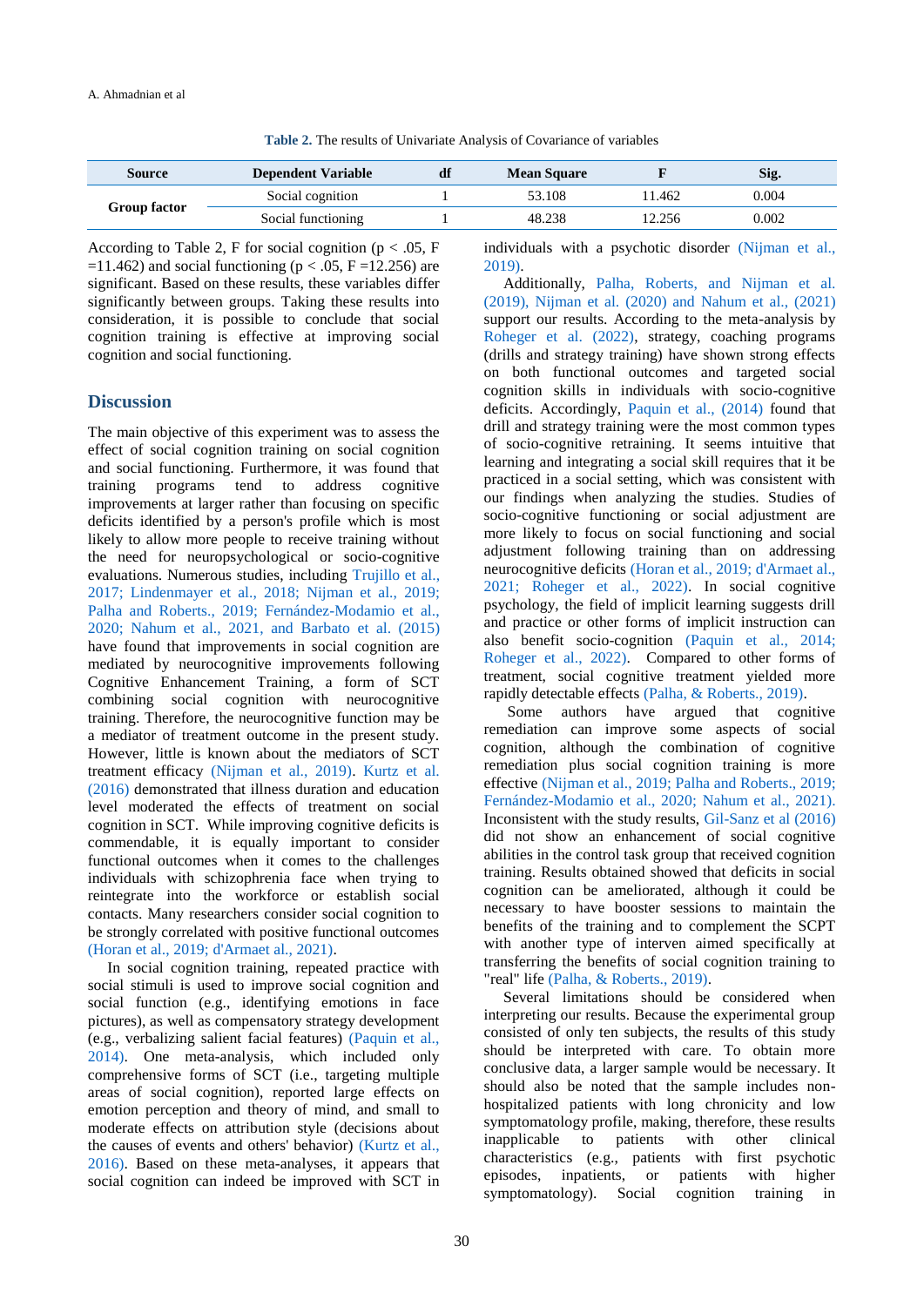**Table 2.** The results of Univariate Analysis of Covariance of variables

| Source | Dependent Variable | df | Mean Square | F | Sig. |
|---|---|---|---|---|---|
| Group factor | Social cognition | 1 | 53.108 | 11.462 | 0.004 |
| | Social functioning | 1 | 48.238 | 12.256 | 0.002 |

According to Table 2, F for social cognition ($p < .05$, $F = 11.462$) and social functioning ($p < .05$, $F = 12.256$) are significant. Based on these results, these variables differ significantly between groups. Taking these results into consideration, it is possible to conclude that social cognition training is effective at improving social cognition and social functioning.

## Discussion

The main objective of this experiment was to assess the effect of social cognition training on social cognition and social functioning. It was found that training programs tend to address cognitive improvements at larger rather than focusing on specific deficits identified by a person's profile which is most likely to allow more people to receive training without the need for neuropsychological or socio-cognitive evaluations. Numerous studies, including Trujillo et al., 2017; Lindenmayer et al., 2018; Nijman et al., 2019; Palha and Roberts., 2019; Fernández-Modamio et al., 2020; Nahum et al., 2021, and Barbato et al. (2015) have found that improvements in social cognition are mediated by neurocognitive improvements following Cognitive Enhancement Training, a form of SCT combining social cognition with neurocognitive training. Therefore, the neurocognitive function may be a mediator of treatment outcome in the present study. However, little is known about the mediators of SCT treatment efficacy (Nijman et al., 2019). Kurtz et al. (2016) demonstrated that illness duration and education level moderated the effects of treatment on social cognition in SCT. While improving cognitive deficits is commendable, it is equally important to consider functional outcomes when it comes to the challenges individuals with schizophrenia face when trying to reintegrate into the workforce or establish social contacts. Many researchers consider social cognition to be strongly correlated with positive functional outcomes (Horan et al., 2019; d'Armaet al., 2021).

In social cognition training, repeated practice with social stimuli is used to improve social cognition and social function (e.g., identifying emotions in face pictures), as well as compensatory strategy development (e.g., verbalizing salient facial features) (Paquin et al., 2014). One meta-analysis, which included only comprehensive forms of SCT (i.e., targeting multiple areas of social cognition), reported large effects on emotion perception and theory of mind, and small to moderate effects on attribution style (decisions about the causes of events and others' behavior) (Kurtz et al., 2016). Based on these meta-analyses, it appears that social cognition can indeed be improved with SCT in individuals with a psychotic disorder (Nijman et al., 2019).

Additionally, Palha, Roberts, and Nijman et al. (2019), Nijman et al. (2020) and Nahum et al., (2021) support our results. According to the meta-analysis by Roheger et al. (2022), strategy, coaching programs (drills and strategy training) have shown strong effects on both functional outcomes and targeted social cognition skills in individuals with socio-cognitive deficits. Accordingly, Paquin et al., (2014) found that drill and strategy training were the most common types of socio-cognitive retraining. It seems intuitive that learning and integrating a social skill requires that it be practiced in a social setting, which was consistent with our findings when analyzing the studies. Studies of socio-cognitive functioning or social adjustment are more likely to focus on social functioning and social adjustment following training than on addressing neurocognitive deficits (Horan et al., 2019; d'Armaet al., 2021; Roheger et al., 2022). In social cognitive psychology, the field of implicit learning suggests drill and practice or other forms of implicit instruction can also benefit socio-cognition (Paquin et al., 2014; Roheger et al., 2022). Compared to other forms of treatment, social cognitive treatment yielded more rapidly detectable effects (Palha, & Roberts., 2019).

Some authors have argued that cognitive remediation can improve some aspects of social cognition, although the combination of cognitive remediation plus social cognition training is more effective (Nijman et al., 2019; Palha and Roberts., 2019; Fernández-Modamio et al., 2020; Nahum et al., 2021). Inconsistent with the study results, Gil-Sanz et al (2016) did not show an enhancement of social cognitive abilities in the control task group that received cognition training. Results obtained showed that deficits in social cognition can be ameliorated, although it could be necessary to have booster sessions to maintain the benefits of the training and to complement the SCPT with another type of interven aimed specifically at transferring the benefits of social cognition training to "real" life (Palha, & Roberts., 2019).

Several limitations should be considered when interpreting our results. Because the experimental group consisted of only ten subjects, the results of this study should be interpreted with care. To obtain more conclusive data, a larger sample would be necessary. It should also be noted that the sample includes non-hospitalized patients with long chronicity and low symptomatology profile, making, therefore, these results inapplicable to patients with other clinical characteristics (e.g., patients with first psychotic episodes, inpatients, or patients with higher symptomatology). Social cognition training in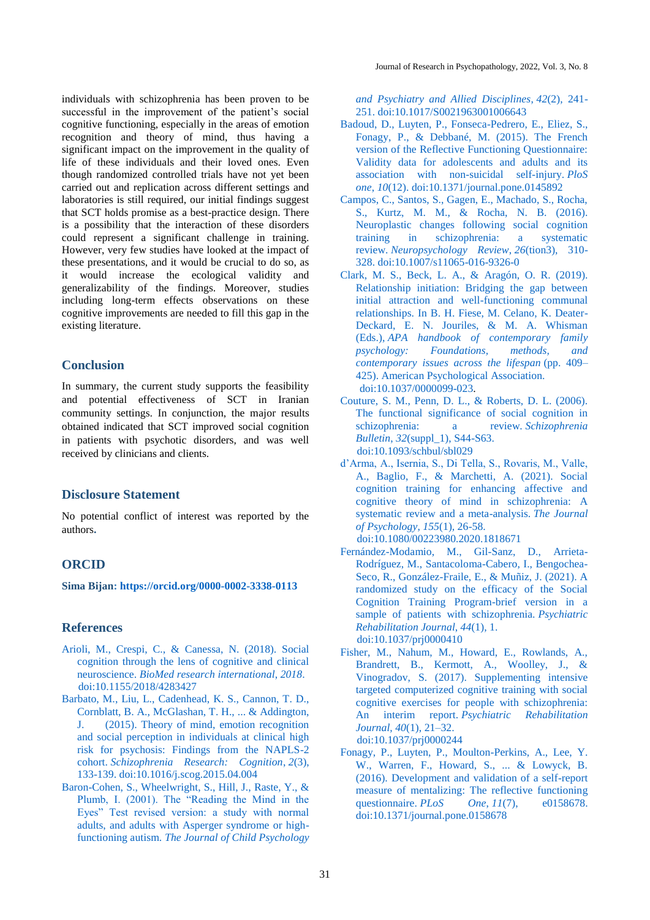individuals with schizophrenia has been proven to be successful in the improvement of the patient's social cognitive functioning, especially in the areas of emotion recognition and theory of mind, thus having a significant impact on the improvement in the quality of life of these individuals and their loved ones. Even though large randomized controlled trials have not yet been carried out and replication across different settings and laboratories is still required, our initial findings suggest that SCT holds promise as a best-practice design. There is a possibility that the interaction of these disorders could represent a significant challenge in training. However, very few studies have looked at the impact of these presentations, and it would be crucial to do so, as it would increase the ecological validity and generalizability of the findings. Moreover, studies including long-term effects observations on these cognitive improvements are needed to fill this gap in the existing literature.

## Conclusion

In summary, the current study supports the feasibility and potential effectiveness of SCT in Iranian community settings. In conjunction, the major results obtained indicated that SCT improved social cognition in patients with psychotic disorders, and was well received by clinicians and clients.

## Disclosure Statement

No potential conflict of interest was reported by the authors.

## ORCID

**Sima Bijan: https://orcid.org/0000-0002-3338-0113**

## References

Arioli, M., Crespi, C., & Canessa, N. (2018). Social cognition through the lens of cognitive and clinical neuroscience. *BioMed research international*, *2018*. doi:10.1155/2018/4283427

Barbato, M., Liu, L., Cadenhead, K. S., Cannon, T. D., Cornblatt, B. A., McGlashan, T. H., ... & Addington, J. (2015). Theory of mind, emotion recognition and social perception in individuals at clinical high risk for psychosis: Findings from the NAPLS-2 cohort. *Schizophrenia Research: Cognition*, *2*(3), 133-139. doi:10.1016/j.scog.2015.04.004

Baron-Cohen, S., Wheelwright, S., Hill, J., Raste, Y., & Plumb, I. (2001). The "Reading the Mind in the Eyes" Test revised version: a study with normal adults, and adults with Asperger syndrome or high-functioning autism. *The Journal of Child Psychology and Psychiatry and Allied Disciplines*, *42*(2), 241-251. doi:10.1017/S0021963001006643

Badoud, D., Luyten, P., Fonseca-Pedrero, E., Eliez, S., Fonagy, P., & Debbané, M. (2015). The French version of the Reflective Functioning Questionnaire: Validity data for adolescents and adults and its association with non-suicidal self-injury. *PloS one*, *10*(12). doi:10.1371/journal.pone.0145892

Campos, C., Santos, S., Gagen, E., Machado, S., Rocha, S., Kurtz, M. M., & Rocha, N. B. (2016). Neuroplastic changes following social cognition training in schizophrenia: a systematic review. *Neuropsychology Review*, *26*(tion3), 310-328. doi:10.1007/s11065-016-9326-0

Clark, M. S., Beck, L. A., & Aragón, O. R. (2019). Relationship initiation: Bridging the gap between initial attraction and well-functioning communal relationships. In B. H. Fiese, M. Celano, K. Deater-Deckard, E. N. Jouriles, & M. A. Whisman (Eds.), *APA handbook of contemporary family psychology: Foundations, methods, and contemporary issues across the lifespan* (pp. 409–425). American Psychological Association. doi:10.1037/0000099-023.

Couture, S. M., Penn, D. L., & Roberts, D. L. (2006). The functional significance of social cognition in schizophrenia: a review. *Schizophrenia Bulletin*, *32*(suppl_1), S44-S63. doi:10.1093/schbul/sbl029

d'Arma, A., Isernia, S., Di Tella, S., Rovaris, M., Valle, A., Baglio, F., & Marchetti, A. (2021). Social cognition training for enhancing affective and cognitive theory of mind in schizophrenia: A systematic review and a meta-analysis. *The Journal of Psychology*, *155*(1), 26-58. doi:10.1080/00223980.2020.1818671

Fernández-Modamio, M., Gil-Sanz, D., Arrieta-Rodríguez, M., Santacoloma-Cabero, I., Bengochea-Seco, R., González-Fraile, E., & Muñiz, J. (2021). A randomized study on the efficacy of the Social Cognition Training Program-brief version in a sample of patients with schizophrenia. *Psychiatric Rehabilitation Journal*, *44*(1), 1. doi:10.1037/prj0000410

Fisher, M., Nahum, M., Howard, E., Rowlands, A., Brandrett, B., Kermott, A., Woolley, J., & Vinogradov, S. (2017). Supplementing intensive targeted computerized cognitive training with social cognitive exercises for people with schizophrenia: An interim report. *Psychiatric Rehabilitation Journal*, *40*(1), 21–32. doi:10.1037/prj0000244

Fonagy, P., Luyten, P., Moulton-Perkins, A., Lee, Y. W., Warren, F., Howard, S., ... & Lowyck, B. (2016). Development and validation of a self-report measure of mentalizing: The reflective functioning questionnaire. *PLoS One*, *11*(7), e0158678. doi:10.1371/journal.pone.0158678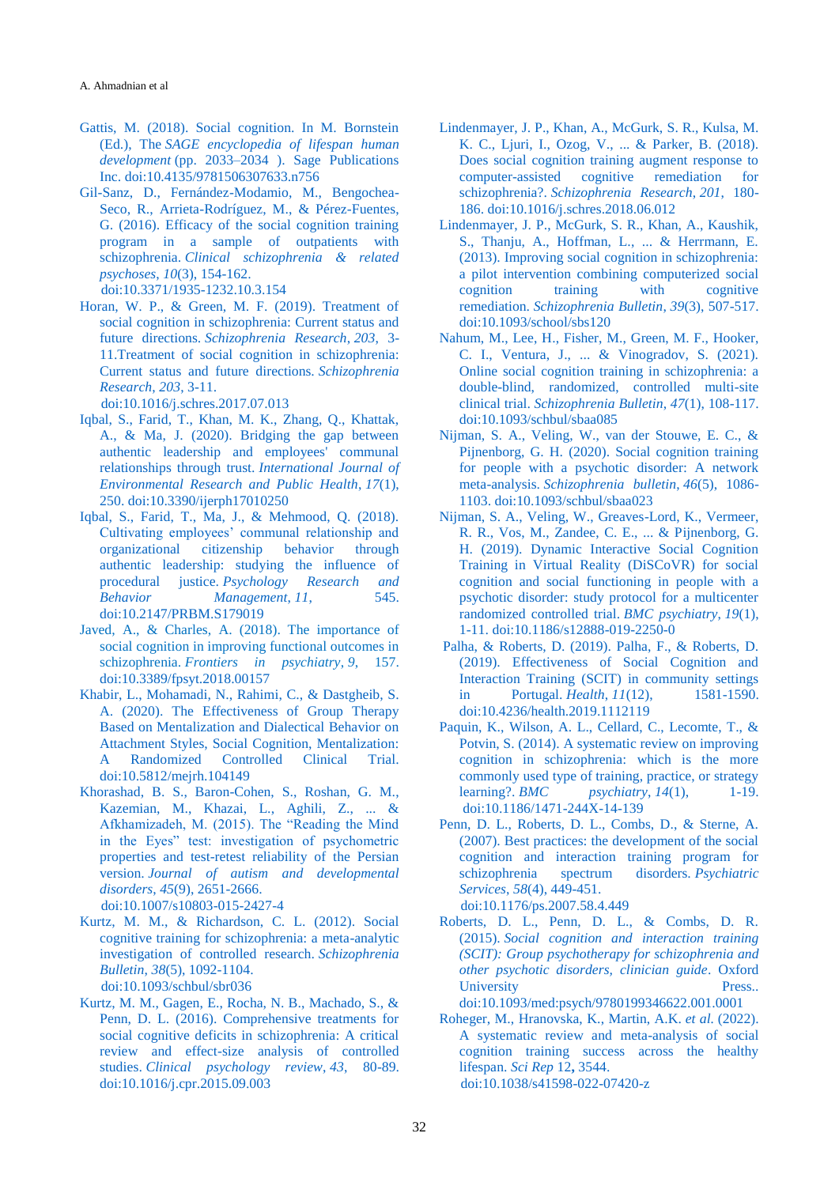Gattis, M. (2018). Social cognition. In M. Bornstein (Ed.), The *SAGE encyclopedia of lifespan human development* (pp. 2033–2034 ). Sage Publications Inc. doi:10.4135/9781506307633.n756

Gil-Sanz, D., Fernández-Modamio, M., Bengochea-Seco, R., Arrieta-Rodríguez, M., & Pérez-Fuentes, G. (2016). Efficacy of the social cognition training program in a sample of outpatients with schizophrenia. *Clinical schizophrenia & related psychoses*, *10*(3), 154-162. doi:10.3371/1935-1232.10.3.154

Horan, W. P., & Green, M. F. (2019). Treatment of social cognition in schizophrenia: Current status and future directions. *Schizophrenia Research*, *203*, 3-11.Treatment of social cognition in schizophrenia: Current status and future directions. *Schizophrenia Research*, *203*, 3-11. doi:10.1016/j.schres.2017.07.013

Iqbal, S., Farid, T., Khan, M. K., Zhang, Q., Khattak, A., & Ma, J. (2020). Bridging the gap between authentic leadership and employees' communal relationships through trust. *International Journal of Environmental Research and Public Health*, *17*(1), 250. doi:10.3390/ijerph17010250

Iqbal, S., Farid, T., Ma, J., & Mehmood, Q. (2018). Cultivating employees' communal relationship and organizational citizenship behavior through authentic leadership: studying the influence of procedural justice. *Psychology Research and Behavior Management*, *11*, 545. doi:10.2147/PRBM.S179019

Javed, A., & Charles, A. (2018). The importance of social cognition in improving functional outcomes in schizophrenia. *Frontiers in psychiatry*, *9*, 157. doi:10.3389/fpsyt.2018.00157

Khabir, L., Mohamadi, N., Rahimi, C., & Dastgheib, S. A. (2020). The Effectiveness of Group Therapy Based on Mentalization and Dialectical Behavior on Attachment Styles, Social Cognition, Mentalization: A Randomized Controlled Clinical Trial. doi:10.5812/mejrh.104149

Khorashad, B. S., Baron-Cohen, S., Roshan, G. M., Kazemian, M., Khazai, L., Aghili, Z., ... & Afkhamizadeh, M. (2015). The "Reading the Mind in the Eyes" test: investigation of psychometric properties and test-retest reliability of the Persian version. *Journal of autism and developmental disorders*, *45*(9), 2651-2666. doi:10.1007/s10803-015-2427-4

Kurtz, M. M., & Richardson, C. L. (2012). Social cognitive training for schizophrenia: a meta-analytic investigation of controlled research. *Schizophrenia Bulletin*, *38*(5), 1092-1104. doi:10.1093/schbul/sbr036

Kurtz, M. M., Gagen, E., Rocha, N. B., Machado, S., & Penn, D. L. (2016). Comprehensive treatments for social cognitive deficits in schizophrenia: A critical review and effect-size analysis of controlled studies. *Clinical psychology review*, *43*, 80-89. doi:10.1016/j.cpr.2015.09.003

Lindenmayer, J. P., Khan, A., McGurk, S. R., Kulsa, M. K. C., Ljuri, I., Ozog, V., ... & Parker, B. (2018). Does social cognition training augment response to computer-assisted cognitive remediation for schizophrenia?. *Schizophrenia Research*, *201*, 180-186. doi:10.1016/j.schres.2018.06.012

Lindenmayer, J. P., McGurk, S. R., Khan, A., Kaushik, S., Thanju, A., Hoffman, L., ... & Herrmann, E. (2013). Improving social cognition in schizophrenia: a pilot intervention combining computerized social cognition training with cognitive remediation. *Schizophrenia Bulletin*, *39*(3), 507-517. doi:10.1093/school/sbs120

Nahum, M., Lee, H., Fisher, M., Green, M. F., Hooker, C. I., Ventura, J., ... & Vinogradov, S. (2021). Online social cognition training in schizophrenia: a double-blind, randomized, controlled multi-site clinical trial. *Schizophrenia Bulletin*, *47*(1), 108-117. doi:10.1093/schbul/sbaa085

Nijman, S. A., Veling, W., van der Stouwe, E. C., & Pijnenborg, G. H. (2020). Social cognition training for people with a psychotic disorder: A network meta-analysis. *Schizophrenia bulletin*, *46*(5), 1086-1103. doi:10.1093/schbul/sbaa023

Nijman, S. A., Veling, W., Greaves-Lord, K., Vermeer, R. R., Vos, M., Zandee, C. E., ... & Pijnenborg, G. H. (2019). Dynamic Interactive Social Cognition Training in Virtual Reality (DiSCoVR) for social cognition and social functioning in people with a psychotic disorder: study protocol for a multicenter randomized controlled trial. *BMC psychiatry*, *19*(1), 1-11. doi:10.1186/s12888-019-2250-0

Palha, & Roberts, D. (2019). Palha, F., & Roberts, D. (2019). Effectiveness of Social Cognition and Interaction Training (SCIT) in community settings in Portugal. *Health*, *11*(12), 1581-1590. doi:10.4236/health.2019.1112119

Paquin, K., Wilson, A. L., Cellard, C., Lecomte, T., & Potvin, S. (2014). A systematic review on improving cognition in schizophrenia: which is the more commonly used type of training, practice, or strategy learning?. *BMC psychiatry*, *14*(1), 1-19. doi:10.1186/1471-244X-14-139

Penn, D. L., Roberts, D. L., Combs, D., & Sterne, A. (2007). Best practices: the development of the social cognition and interaction training program for schizophrenia spectrum disorders. *Psychiatric Services*, *58*(4), 449-451. doi:10.1176/ps.2007.58.4.449

Roberts, D. L., Penn, D. L., & Combs, D. R. (2015). *Social cognition and interaction training (SCIT): Group psychotherapy for schizophrenia and other psychotic disorders, clinician guide*. Oxford University Press.. doi:10.1093/med:psych/9780199346622.001.0001

Roheger, M., Hranovska, K., Martin, A.K. *et al.* (2022). A systematic review and meta-analysis of social cognition training success across the healthy lifespan. *Sci Rep* 12**,** 3544. doi:10.1038/s41598-022-07420-z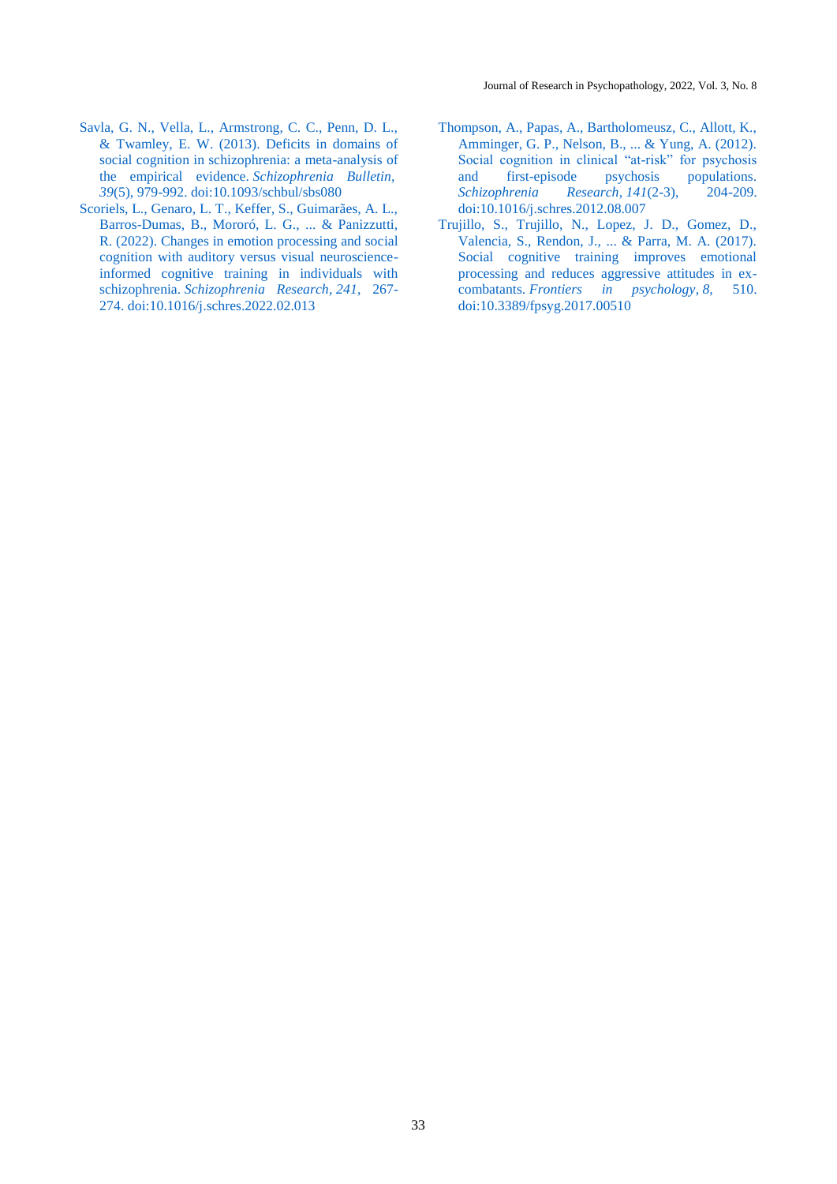Savla, G. N., Vella, L., Armstrong, C. C., Penn, D. L., & Twamley, E. W. (2013). Deficits in domains of social cognition in schizophrenia: a meta-analysis of the empirical evidence. *Schizophrenia Bulletin*, *39*(5), 979-992. doi:10.1093/schbul/sbs080

Scoriels, L., Genaro, L. T., Keffer, S., Guimarães, A. L., Barros-Dumas, B., Mororó, L. G., ... & Panizzutti, R. (2022). Changes in emotion processing and social cognition with auditory versus visual neuroscience-informed cognitive training in individuals with schizophrenia. *Schizophrenia Research*, *241*, 267-274. doi:10.1016/j.schres.2022.02.013

Thompson, A., Papas, A., Bartholomeusz, C., Allott, K., Amminger, G. P., Nelson, B., ... & Yung, A. (2012). Social cognition in clinical "at-risk" for psychosis and first-episode psychosis populations. *Schizophrenia Research*, *141*(2-3), 204-209. doi:10.1016/j.schres.2012.08.007

Trujillo, S., Trujillo, N., Lopez, J. D., Gomez, D., Valencia, S., Rendon, J., ... & Parra, M. A. (2017). Social cognitive training improves emotional processing and reduces aggressive attitudes in ex-combatants. *Frontiers in psychology*, *8*, 510. doi:10.3389/fpsyg.2017.00510